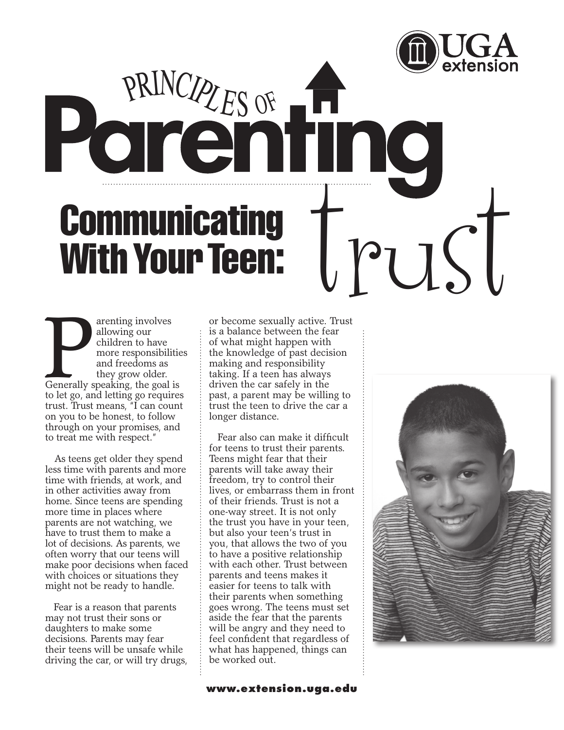UGA extension

# PRINCIPLES OF Parenting

## Communicating With Your Teen: trust

Parenting involves allowing our children to have more responsibilities and freedoms as they grow older. Generally speaking, the goal is to let go, and letting go requires trust. Trust means, "I can count on you to be honest, to follow through on your promises, and to treat me with respect."

As teens get older they spend less time with parents and more time with friends, at work, and in other activities away from home. Since teens are spending more time in places where parents are not watching, we have to trust them to make a lot of decisions. As parents, we often worry that our teens will make poor decisions when faced with choices or situations they might not be ready to handle.

Fear is a reason that parents may not trust their sons or daughters to make some decisions. Parents may fear their teens will be unsafe while driving the car, or will try drugs, or become sexually active. Trust is a balance between the fear of what might happen with the knowledge of past decision making and responsibility taking. If a teen has always driven the car safely in the past, a parent may be willing to trust the teen to drive the car a longer distance.

Fear also can make it difficult for teens to trust their parents. Teens might fear that their parents will take away their freedom, try to control their lives, or embarrass them in front of their friends. Trust is not a one-way street. It is not only the trust you have in your teen, but also your teen's trust in you, that allows the two of you to have a positive relationship with each other. Trust between parents and teens makes it easier for teens to talk with their parents when something goes wrong. The teens must set aside the fear that the parents will be angry and they need to feel confident that regardless of what has happened, things can be worked out.

www.extension.uga.edu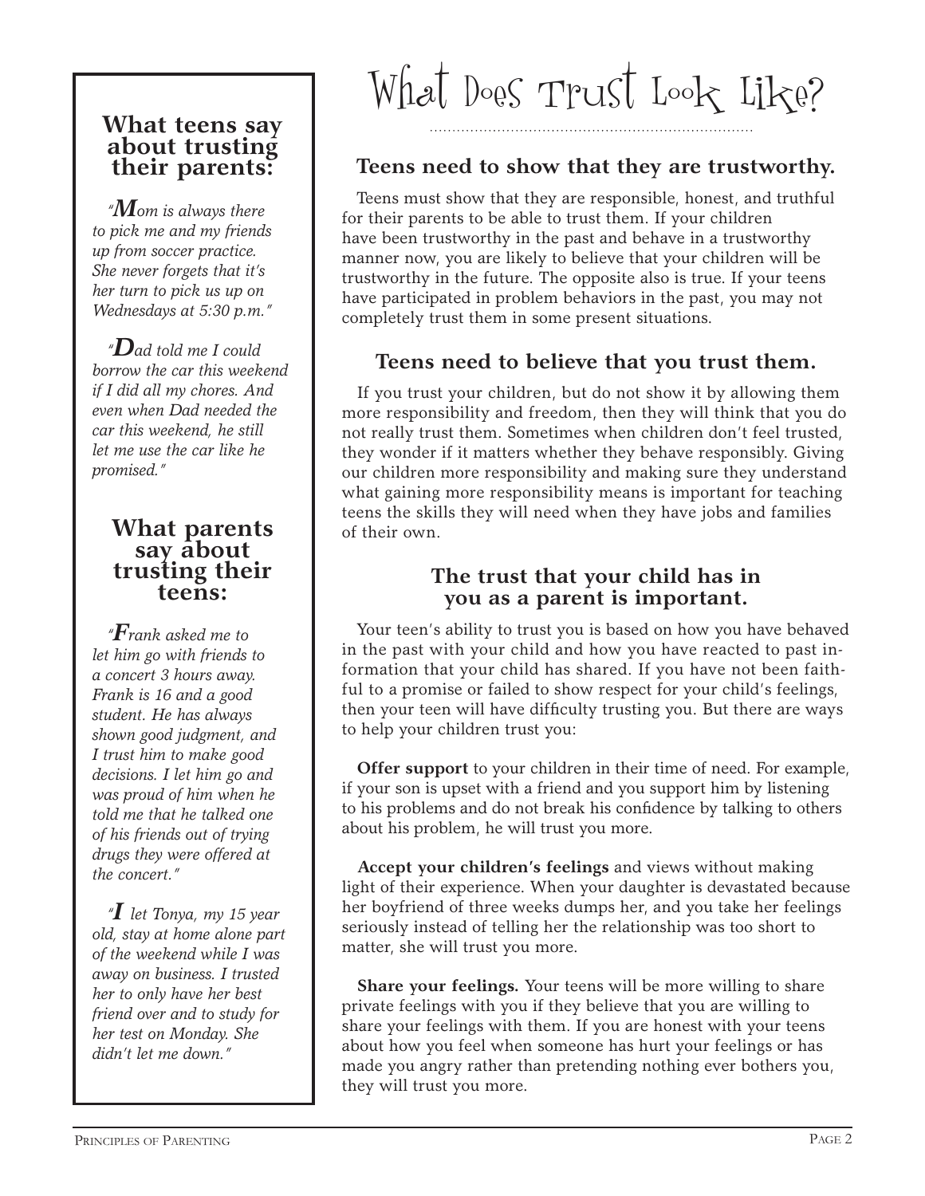# What Does Trust Look Like?

## Teens need to show that they are trustworthy.

Teens must show that they are responsible, honest, and truthful for their parents to be able to trust them. If your children have been trustworthy in the past and behave in a trustworthy manner now, you are likely to believe that your children will be trustworthy in the future. The opposite also is true. If your teens have participated in problem behaviors in the past, you may not completely trust them in some present situations.

## Teens need to believe that you trust them.

If you trust your children, but do not show it by allowing them more responsibility and freedom, then they will think that you do not really trust them. Sometimes when children don't feel trusted, they wonder if it matters whether they behave responsibly. Giving our children more responsibility and making sure they understand what gaining more responsibility means is important for teaching teens the skills they will need when they have jobs and families of their own.

## The trust that your child has in you as a parent is important.

Your teen's ability to trust you is based on how you have behaved in the past with your child and how you have reacted to past information that your child has shared. If you have not been faithful to a promise or failed to show respect for your child's feelings, then your teen will have difficulty trusting you. But there are ways to help your children trust you:

**Offer support** to your children in their time of need. For example, if your son is upset with a friend and you support him by listening to his problems and do not break his confidence by talking to others about his problem, he will trust you more.

**Accept your children's feelings** and views without making light of their experience. When your daughter is devastated because her boyfriend of three weeks dumps her, and you take her feelings seriously instead of telling her the relationship was too short to matter, she will trust you more.

**Share your feelings.** Your teens will be more willing to share private feelings with you if they believe that you are willing to share your feelings with them. If you are honest with your teens about how you feel when someone has hurt your feelings or has made you angry rather than pretending nothing ever bothers you, they will trust you more.

---

### What teens say about trusting their parents:

*"Mom is always there to pick me and my friends up from soccer practice. She never forgets that it's her turn to pick us up on Wednesdays at 5:30 p.m."*

*"Dad told me I could borrow the car this weekend if I did all my chores. And even when Dad needed the car this weekend, he still let me use the car like he promised."*

### What parents say about trusting their teens:

*"Frank asked me to let him go with friends to a concert 3 hours away. Frank is 16 and a good student. He has always shown good judgment, and I trust him to make good decisions. I let him go and was proud of him when he told me that he talked one of his friends out of trying drugs they were offered at the concert."*

*"I let Tonya, my 15 year old, stay at home alone part of the weekend while I was away on business. I trusted her to only have her best friend over and to study for her test on Monday. She didn't let me down."*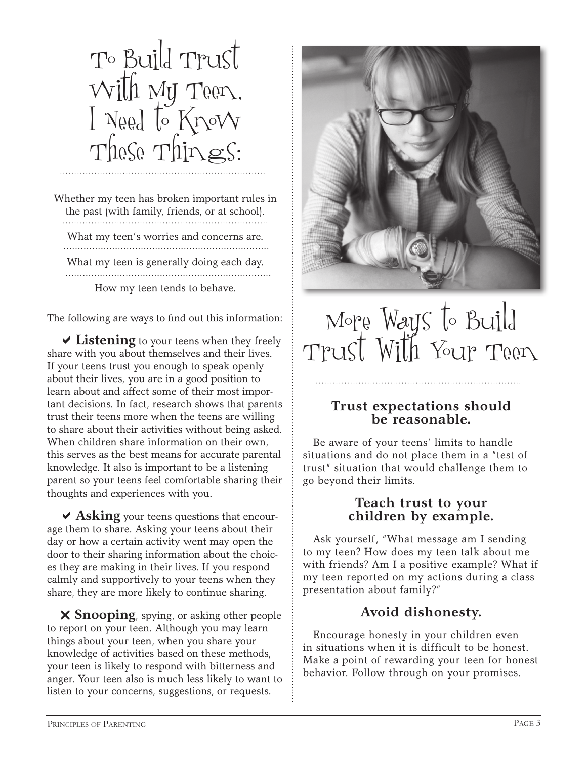# To Build Trust With My Teen, I Need to Know These Things:

Whether my teen has broken important rules in the past (with family, friends, or at school).

What my teen's worries and concerns are.

What my teen is generally doing each day.

How my teen tends to behave.

The following ways to find out this information:

✔ **Listening** to your teens when they freely share with you about themselves and their lives. If your teens trust you enough to speak openly about their lives, you are in a good position to learn about and affect some of their most important decisions. In fact, research shows that parents trust their teens more when the teens are willing to share about their activities without being asked. When children share information on their own, this serves as the best means for accurate parental knowledge. It also is important to be a listening parent so your teens feel comfortable sharing their thoughts and experiences with you.

✔ **Asking** your teens questions that encourage them to share. Asking your teens about their day or how a certain activity went may open the door to their sharing information about the choices they are making in their lives. If you respond calmly and supportively to your teens when they share, they are more likely to continue sharing.

✘ **Snooping**, spying, or asking other people to report on your teen. Although you may learn things about your teen, when you share your knowledge of activities based on these methods, your teen is likely to respond with bitterness and anger. Your teen also is much less likely to want to listen to your concerns, suggestions, or requests.

# More Ways to Build Trust With Your Teen

### Trust expectations should be reasonable.

Be aware of your teens' limits to handle situations and do not place them in a "test of trust" situation that would challenge them to go beyond their limits.

### Teach trust to your children by example.

Ask yourself, "What message am I sending to my teen? How does my teen talk about me with friends? Am I a positive example? What if my teen reported on my actions during a class presentation about family?"

### Avoid dishonesty.

Encourage honesty in your children even in situations when it is difficult to be honest. Make a point of rewarding your teen for honest behavior. Follow through on your promises.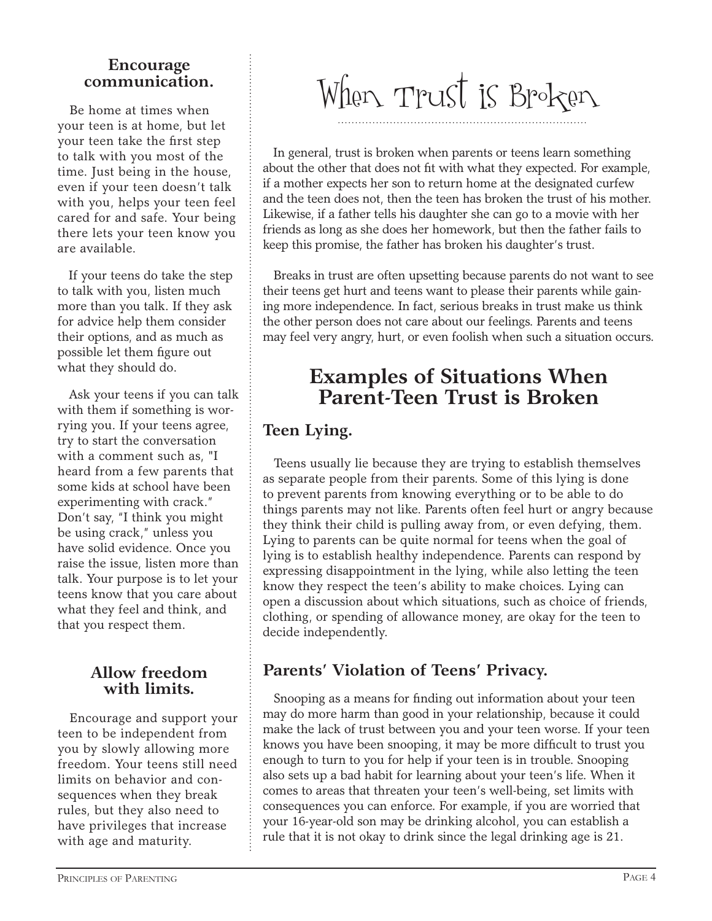### Encourage communication.

Be home at times when your teen is at home, but let your teen take the first step to talk with you most of the time. Just being in the house, even if your teen doesn't talk with you, helps your teen feel cared for and safe. Your being there lets your teen know you are available.

If your teens do take the step to talk with you, listen much more than you talk. If they ask for advice help them consider their options, and as much as possible let them figure out what they should do.

Ask your teens if you can talk with them if something is worrying you. If your teens agree, try to start the conversation with a comment such as, "I heard from a few parents that some kids at school have been experimenting with crack." Don't say, "I think you might be using crack," unless you have solid evidence. Once you raise the issue, listen more than talk. Your purpose is to let your teens know that you care about what they feel and think, and that you respect them.

### Allow freedom with limits.

Encourage and support your teen to be independent from you by slowly allowing more freedom. Your teens still need limits on behavior and consequences when they break rules, but they also need to have privileges that increase with age and maturity.

# When Trust is Broken

In general, trust is broken when parents or teens learn something about the other that does not fit with what they expected. For example, if a mother expects her son to return home at the designated curfew and the teen does not, then the teen has broken the trust of his mother. Likewise, if a father tells his daughter she can go to a movie with her friends as long as she does her homework, but then the father fails to keep this promise, the father has broken his daughter's trust.

Breaks in trust are often upsetting because parents do not want to see their teens get hurt and teens want to please their parents while gaining more independence. In fact, serious breaks in trust make us think the other person does not care about our feelings. Parents and teens may feel very angry, hurt, or even foolish when such a situation occurs.

## Examples of Situations When Parent-Teen Trust is Broken

### Teen Lying.

Teens usually lie because they are trying to establish themselves as separate people from their parents. Some of this lying is done to prevent parents from knowing everything or to be able to do things parents may not like. Parents often feel hurt or angry because they think their child is pulling away from, or even defying, them. Lying to parents can be quite normal for teens when the goal of lying is to establish healthy independence. Parents can respond by expressing disappointment in the lying, while also letting the teen know they respect the teen's ability to make choices. Lying can open a discussion about which situations, such as choice of friends, clothing, or spending of allowance money, are okay for the teen to decide independently.

### Parents' Violation of Teens' Privacy.

Snooping as a means for finding out information about your teen may do more harm than good in your relationship, because it could make the lack of trust between you and your teen worse. If your teen knows you have been snooping, it may be more difficult to trust you enough to turn to you for help if your teen is in trouble. Snooping also sets up a bad habit for learning about your teen's life. When it comes to areas that threaten your teen's well-being, set limits with consequences you can enforce. For example, if you are worried that your 16-year-old son may be drinking alcohol, you can establish a rule that it is not okay to drink since the legal drinking age is 21.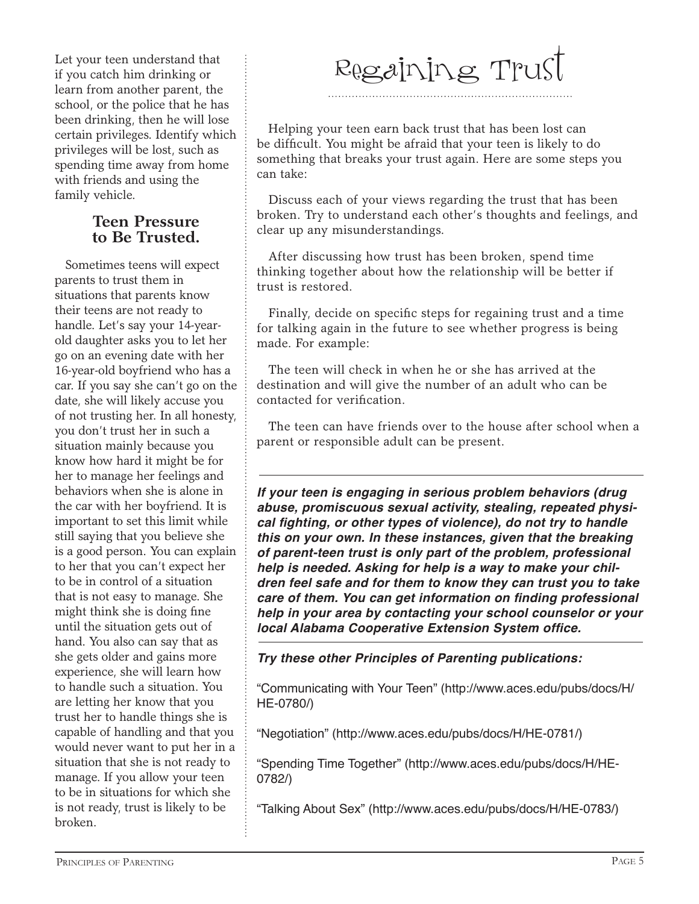Let your teen understand that if you catch him drinking or learn from another parent, the school, or the police that he has been drinking, then he will lose certain privileges. Identify which privileges will be lost, such as spending time away from home with friends and using the family vehicle.

### Teen Pressure to Be Trusted.

Sometimes teens will expect parents to trust them in situations that parents know their teens are not ready to handle. Let's say your 14-year-old daughter asks you to let her go on an evening date with her 16-year-old boyfriend who has a car. If you say she can't go on the date, she will likely accuse you of not trusting her. In all honesty, you don't trust her in such a situation mainly because you know how hard it might be for her to manage her feelings and behaviors when she is alone in the car with her boyfriend. It is important to set this limit while still saying that you believe she is a good person. You can explain to her that you can't expect her to be in control of a situation that is not easy to manage. She might think she is doing fine until the situation gets out of hand. You also can say that as she gets older and gains more experience, she will learn how to handle such a situation. You are letting her know that you trust her to handle things she is capable of handling and that you would never want to put her in a situation that she is not ready to manage. If you allow your teen to be in situations for which she is not ready, trust is likely to be broken.

## Regaining Trust

Helping your teen earn back trust that has been lost can be difficult. You might be afraid that your teen is likely to do something that breaks your trust again. Here are some steps you can take:

Discuss each of your views regarding the trust that has been broken. Try to understand each other's thoughts and feelings, and clear up any misunderstandings.

After discussing how trust has been broken, spend time thinking together about how the relationship will be better if trust is restored.

Finally, decide on specific steps for regaining trust and a time for talking again in the future to see whether progress is being made. For example:

The teen will check in when he or she has arrived at the destination and will give the number of an adult who can be contacted for verification.

The teen can have friends over to the house after school when a parent or responsible adult can be present.

***If your teen is engaging in serious problem behaviors (drug abuse, promiscuous sexual activity, stealing, repeated physical fighting, or other types of violence), do not try to handle this on your own. In these instances, given that the breaking of parent-teen trust is only part of the problem, professional help is needed. Asking for help is a way to make your children feel safe and for them to know they can trust you to take care of them. You can get information on finding professional help in your area by contacting your school counselor or your local Alabama Cooperative Extension System office.***

***Try these other Principles of Parenting publications:***

"Communicating with Your Teen" (http://www.aces.edu/pubs/docs/H/HE-0780/)

"Negotiation" (http://www.aces.edu/pubs/docs/H/HE-0781/)

"Spending Time Together" (http://www.aces.edu/pubs/docs/H/HE-0782/)

"Talking About Sex" (http://www.aces.edu/pubs/docs/H/HE-0783/)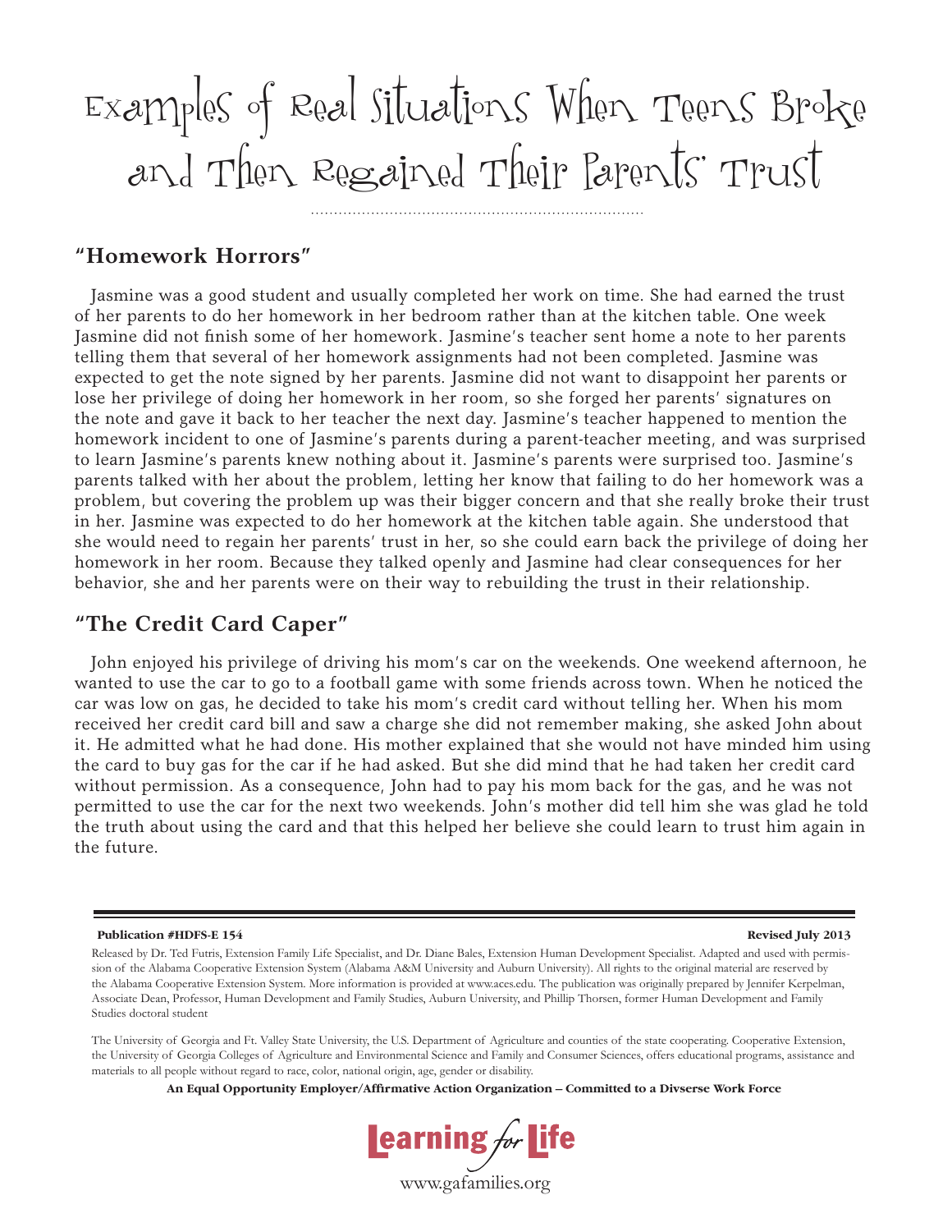# Examples of Real Situations When Teens Broke and Then Regained Their Parents' Trust

## "Homework Horrors"

Jasmine was a good student and usually completed her work on time. She had earned the trust of her parents to do her homework in her bedroom rather than at the kitchen table. One week Jasmine did not finish some of her homework. Jasmine's teacher sent home a note to her parents telling them that several of her homework assignments had not been completed. Jasmine was expected to get the note signed by her parents. Jasmine did not want to disappoint her parents or lose her privilege of doing her homework in her room, so she forged her parents' signatures on the note and gave it back to her teacher the next day. Jasmine's teacher happened to mention the homework incident to one of Jasmine's parents during a parent-teacher meeting, and was surprised to learn Jasmine's parents knew nothing about it. Jasmine's parents were surprised too. Jasmine's parents talked with her about the problem, letting her know that failing to do her homework was a problem, but covering the problem up was their bigger concern and that she really broke their trust in her. Jasmine was expected to do her homework at the kitchen table again. She understood that she would need to regain her parents' trust in her, so she could earn back the privilege of doing her homework in her room. Because they talked openly and Jasmine had clear consequences for her behavior, she and her parents were on their way to rebuilding the trust in their relationship.

## "The Credit Card Caper"

John enjoyed his privilege of driving his mom's car on the weekends. One weekend afternoon, he wanted to use the car to go to a football game with some friends across town. When he noticed the car was low on gas, he decided to take his mom's credit card without telling her. When his mom received her credit card bill and saw a charge she did not remember making, she asked John about it. He admitted what he had done. His mother explained that she would not have minded him using the card to buy gas for the car if he had asked. But she did mind that he had taken her credit card without permission. As a consequence, John had to pay his mom back for the gas, and he was not permitted to use the car for the next two weekends. John's mother did tell him she was glad he told the truth about using the card and that this helped her believe she could learn to trust him again in the future.

**Publication #HDFS-E 154** **Revised July 2013**

Released by Dr. Ted Futris, Extension Family Life Specialist, and Dr. Diane Bales, Extension Human Development Specialist. Adapted and used with permission of the Alabama Cooperative Extension System (Alabama A&M University and Auburn University). All rights to the original material are reserved by the Alabama Cooperative Extension System. More information is provided at www.aces.edu. The publication was originally prepared by Jennifer Kerpelman, Associate Dean, Professor, Human Development and Family Studies, Auburn University, and Phillip Thorsen, former Human Development and Family Studies doctoral student

The University of Georgia and Ft. Valley State University, the U.S. Department of Agriculture and counties of the state cooperating. Cooperative Extension, the University of Georgia Colleges of Agriculture and Environmental Science and Family and Consumer Sciences, offers educational programs, assistance and materials to all people without regard to race, color, national origin, age, gender or disability.

**An Equal Opportunity Employer/Affirmative Action Organization – Committed to a Divserse Work Force**

Learning for Life

www.gafamilies.org